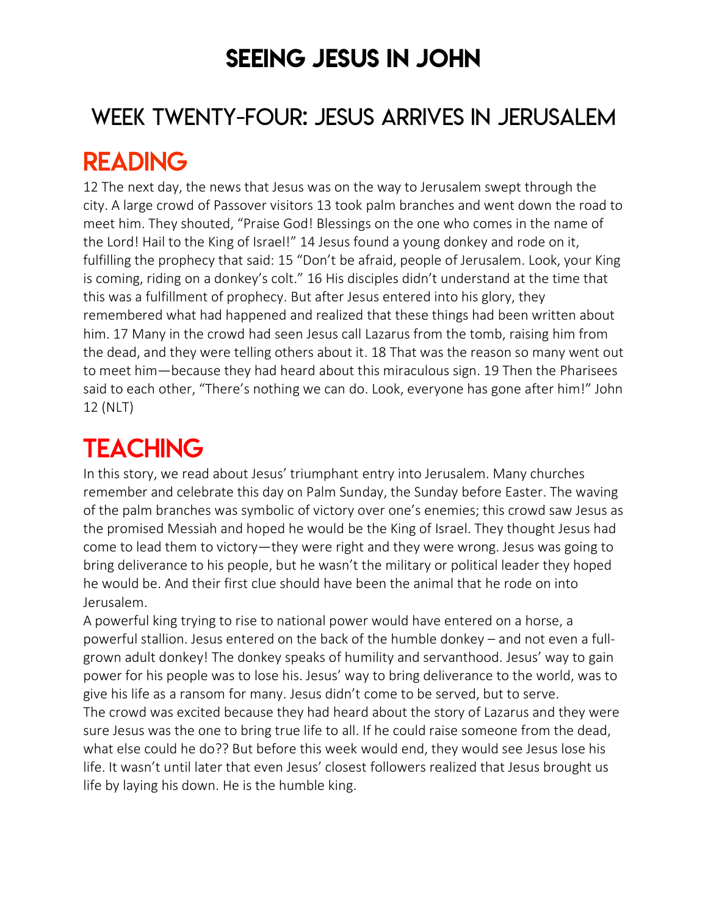# SEEING JESUS IN JOHN

## WEEK TWENTY-FOUR: JESUS ARRIVES IN JERUSALEM

## READING

12 The next day, the news that Jesus was on the way to Jerusalem swept through the city. A large crowd of Passover visitors 13 took palm branches and went down the road to meet him. They shouted, "Praise God! Blessings on the one who comes in the name of the Lord! Hail to the King of Israel!" 14 Jesus found a young donkey and rode on it, fulfilling the prophecy that said: 15 "Don't be afraid, people of Jerusalem. Look, your King is coming, riding on a donkey's colt." 16 His disciples didn't understand at the time that this was a fulfillment of prophecy. But after Jesus entered into his glory, they remembered what had happened and realized that these things had been written about him. 17 Many in the crowd had seen Jesus call Lazarus from the tomb, raising him from the dead, and they were telling others about it. 18 That was the reason so many went out to meet him—because they had heard about this miraculous sign. 19 Then the Pharisees said to each other, "There's nothing we can do. Look, everyone has gone after him!" John 12 (NLT)

## TEACHING

In this story, we read about Jesus' triumphant entry into Jerusalem. Many churches remember and celebrate this day on Palm Sunday, the Sunday before Easter. The waving of the palm branches was symbolic of victory over one's enemies; this crowd saw Jesus as the promised Messiah and hoped he would be the King of Israel. They thought Jesus had come to lead them to victory—they were right and they were wrong. Jesus was going to bring deliverance to his people, but he wasn't the military or political leader they hoped he would be. And their first clue should have been the animal that he rode on into Jerusalem.

A powerful king trying to rise to national power would have entered on a horse, a powerful stallion. Jesus entered on the back of the humble donkey – and not even a full-grown adult donkey! The donkey speaks of humility and servanthood. Jesus' way to gain power for his people was to lose his. Jesus' way to bring deliverance to the world, was to give his life as a ransom for many. Jesus didn't come to be served, but to serve.

The crowd was excited because they had heard about the story of Lazarus and they were sure Jesus was the one to bring true life to all. If he could raise someone from the dead, what else could he do?? But before this week would end, they would see Jesus lose his life. It wasn't until later that even Jesus' closest followers realized that Jesus brought us life by laying his down. He is the humble king.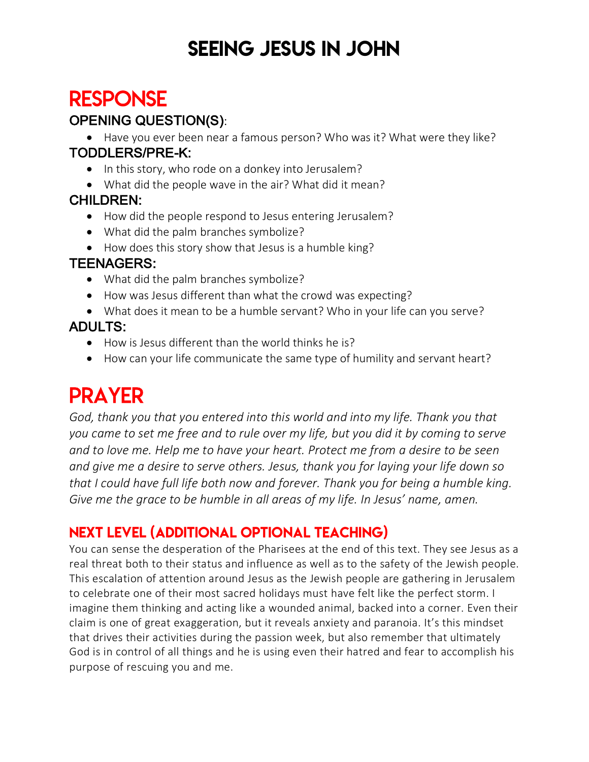# SEEING JESUS IN JOHN

## RESPONSE

### OPENING QUESTION(S):

- Have you ever been near a famous person? Who was it? What were they like?

### TODDLERS/PRE-K:

- In this story, who rode on a donkey into Jerusalem?
- What did the people wave in the air? What did it mean?

### CHILDREN:

- How did the people respond to Jesus entering Jerusalem?
- What did the palm branches symbolize?
- How does this story show that Jesus is a humble king?

### TEENAGERS:

- What did the palm branches symbolize?
- How was Jesus different than what the crowd was expecting?
- What does it mean to be a humble servant? Who in your life can you serve?

### ADULTS:

- How is Jesus different than the world thinks he is?
- How can your life communicate the same type of humility and servant heart?

## PRAYER

*God, thank you that you entered into this world and into my life. Thank you that you came to set me free and to rule over my life, but you did it by coming to serve and to love me. Help me to have your heart. Protect me from a desire to be seen and give me a desire to serve others. Jesus, thank you for laying your life down so that I could have full life both now and forever. Thank you for being a humble king. Give me the grace to be humble in all areas of my life. In Jesus' name, amen.*

### NEXT LEVEL (ADDITIONAL OPTIONAL TEACHING)

You can sense the desperation of the Pharisees at the end of this text. They see Jesus as a real threat both to their status and influence as well as to the safety of the Jewish people. This escalation of attention around Jesus as the Jewish people are gathering in Jerusalem to celebrate one of their most sacred holidays must have felt like the perfect storm. I imagine them thinking and acting like a wounded animal, backed into a corner. Even their claim is one of great exaggeration, but it reveals anxiety and paranoia. It's this mindset that drives their activities during the passion week, but also remember that ultimately God is in control of all things and he is using even their hatred and fear to accomplish his purpose of rescuing you and me.